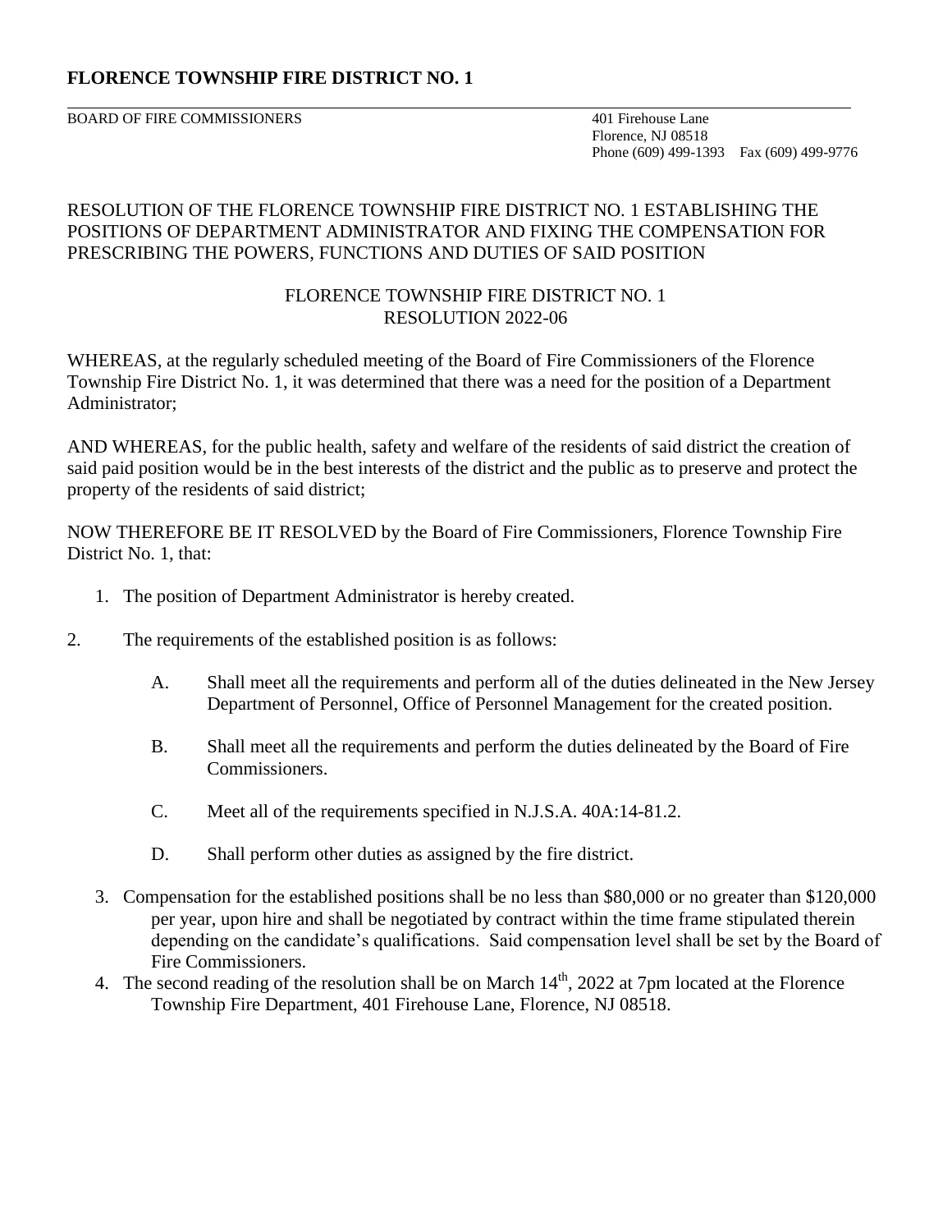# FLORENCE TOWNSHIP FIRE DISTRICT NO. 1

BOARD OF FIRE COMMISSIONERS

401 Firehouse Lane
Florence, NJ 08518
Phone (609) 499-1393 Fax (609) 499-9776

RESOLUTION OF THE FLORENCE TOWNSHIP FIRE DISTRICT NO. 1 ESTABLISHING THE POSITIONS OF DEPARTMENT ADMINISTRATOR AND FIXING THE COMPENSATION FOR PRESCRIBING THE POWERS, FUNCTIONS AND DUTIES OF SAID POSITION

FLORENCE TOWNSHIP FIRE DISTRICT NO. 1
RESOLUTION 2022-06

WHEREAS, at the regularly scheduled meeting of the Board of Fire Commissioners of the Florence Township Fire District No. 1, it was determined that there was a need for the position of a Department Administrator;

AND WHEREAS, for the public health, safety and welfare of the residents of said district the creation of said paid position would be in the best interests of the district and the public as to preserve and protect the property of the residents of said district;

NOW THEREFORE BE IT RESOLVED by the Board of Fire Commissioners, Florence Township Fire District No. 1, that:

1. The position of Department Administrator is hereby created.
2. The requirements of the established position is as follows:
   - A. Shall meet all the requirements and perform all of the duties delineated in the New Jersey Department of Personnel, Office of Personnel Management for the created position.
   - B. Shall meet all the requirements and perform the duties delineated by the Board of Fire Commissioners.
   - C. Meet all of the requirements specified in N.J.S.A. 40A:14-81.2.
   - D. Shall perform other duties as assigned by the fire district.
3. Compensation for the established positions shall be no less than $80,000 or no greater than $120,000 per year, upon hire and shall be negotiated by contract within the time frame stipulated therein depending on the candidate's qualifications. Said compensation level shall be set by the Board of Fire Commissioners.
4. The second reading of the resolution shall be on March 14th, 2022 at 7pm located at the Florence Township Fire Department, 401 Firehouse Lane, Florence, NJ 08518.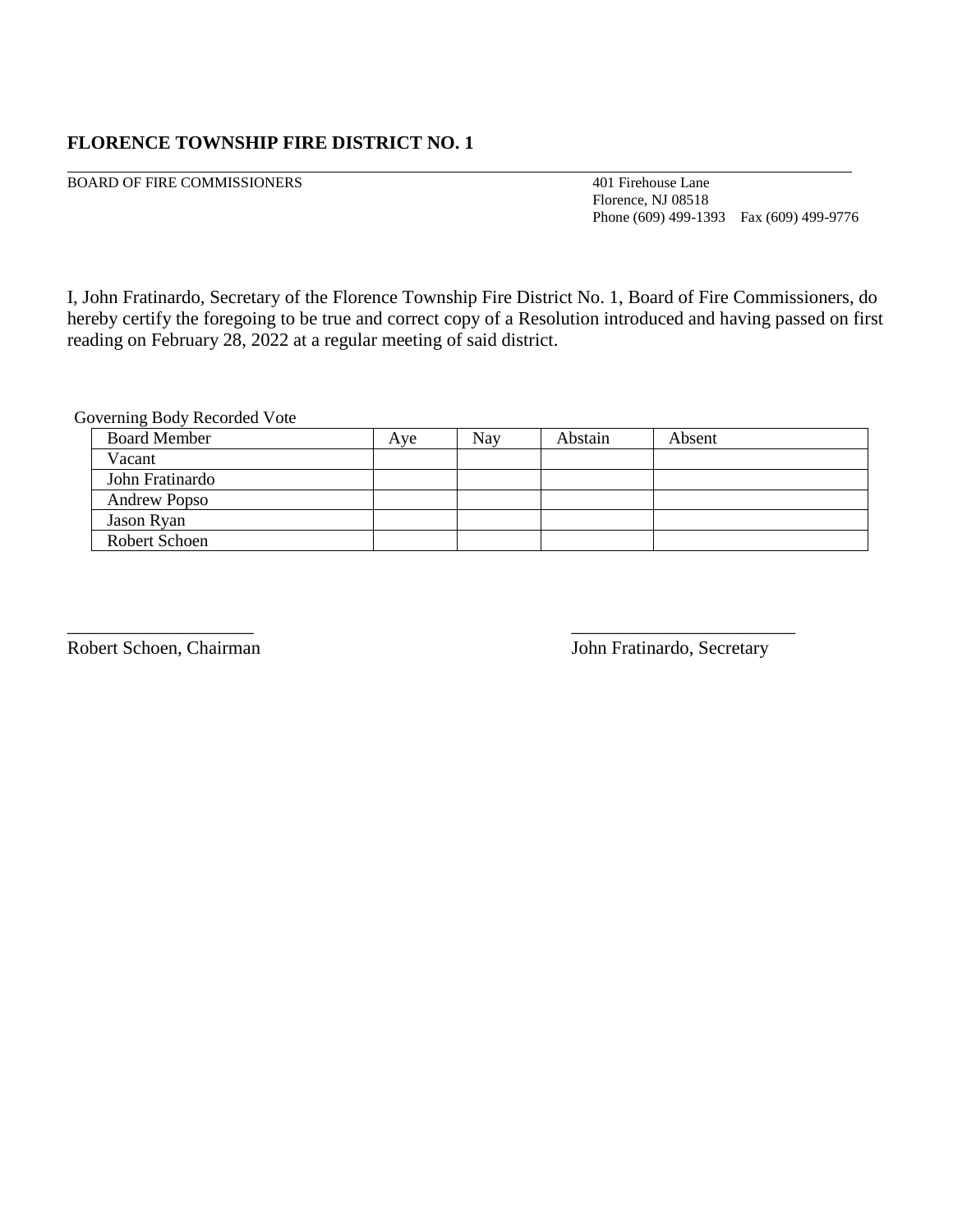**FLORENCE TOWNSHIP FIRE DISTRICT NO. 1**

BOARD OF FIRE COMMISSIONERS

401 Firehouse Lane
Florence, NJ 08518
Phone (609) 499-1393 Fax (609) 499-9776

I, John Fratinardo, Secretary of the Florence Township Fire District No. 1, Board of Fire Commissioners, do hereby certify the foregoing to be true and correct copy of a Resolution introduced and having passed on first reading on February 28, 2022 at a regular meeting of said district.

Governing Body Recorded Vote

| Board Member | Aye | Nay | Abstain | Absent |
|---|---|---|---|---|
| Vacant | | | | |
| John Fratinardo | | | | |
| Andrew Popso | | | | |
| Jason Ryan | | | | |
| Robert Schoen | | | | |

____________________
Robert Schoen, Chairman

________________________
John Fratinardo, Secretary